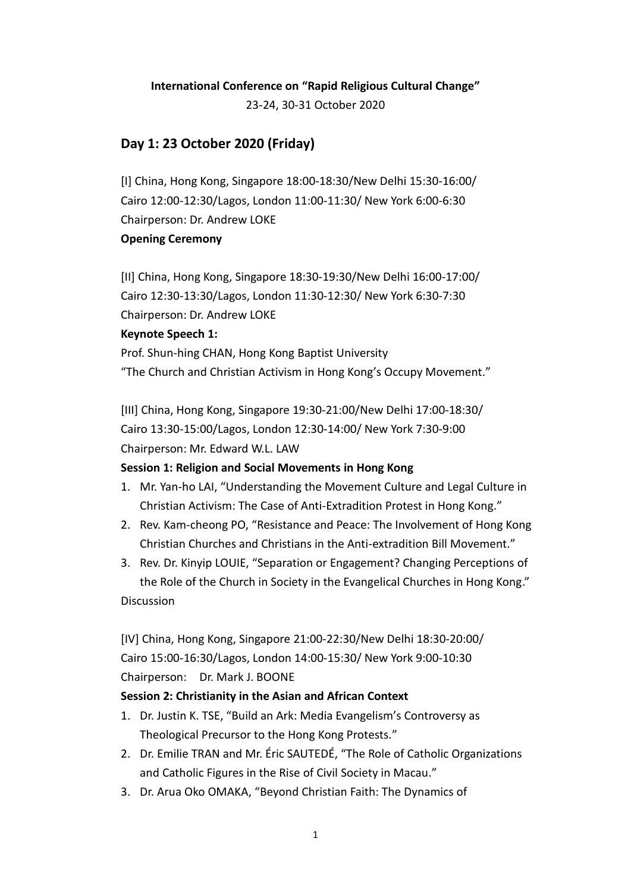**International Conference on "Rapid Religious Cultural Change"**

23-24, 30-31 October 2020

## Day 1: 23 October 2020 (Friday)

[I] China, Hong Kong, Singapore 18:00-18:30/New Delhi 15:30-16:00/ Cairo 12:00-12:30/Lagos, London 11:00-11:30/ New York 6:00-6:30
Chairperson: Dr. Andrew LOKE
**Opening Ceremony**

[II] China, Hong Kong, Singapore 18:30-19:30/New Delhi 16:00-17:00/ Cairo 12:30-13:30/Lagos, London 11:30-12:30/ New York 6:30-7:30
Chairperson: Dr. Andrew LOKE
**Keynote Speech 1:**
Prof. Shun-hing CHAN, Hong Kong Baptist University
"The Church and Christian Activism in Hong Kong's Occupy Movement."

[III] China, Hong Kong, Singapore 19:30-21:00/New Delhi 17:00-18:30/ Cairo 13:30-15:00/Lagos, London 12:30-14:00/ New York 7:30-9:00
Chairperson: Mr. Edward W.L. LAW
**Session 1: Religion and Social Movements in Hong Kong**

1. Mr. Yan-ho LAI, "Understanding the Movement Culture and Legal Culture in Christian Activism: The Case of Anti-Extradition Protest in Hong Kong."
2. Rev. Kam-cheong PO, "Resistance and Peace: The Involvement of Hong Kong Christian Churches and Christians in the Anti-extradition Bill Movement."
3. Rev. Dr. Kinyip LOUIE, "Separation or Engagement? Changing Perceptions of the Role of the Church in Society in the Evangelical Churches in Hong Kong."

Discussion

[IV] China, Hong Kong, Singapore 21:00-22:30/New Delhi 18:30-20:00/ Cairo 15:00-16:30/Lagos, London 14:00-15:30/ New York 9:00-10:30
Chairperson: Dr. Mark J. BOONE
**Session 2: Christianity in the Asian and African Context**

1. Dr. Justin K. TSE, "Build an Ark: Media Evangelism's Controversy as Theological Precursor to the Hong Kong Protests."
2. Dr. Emilie TRAN and Mr. Éric SAUTEDÉ, "The Role of Catholic Organizations and Catholic Figures in the Rise of Civil Society in Macau."
3. Dr. Arua Oko OMAKA, "Beyond Christian Faith: The Dynamics of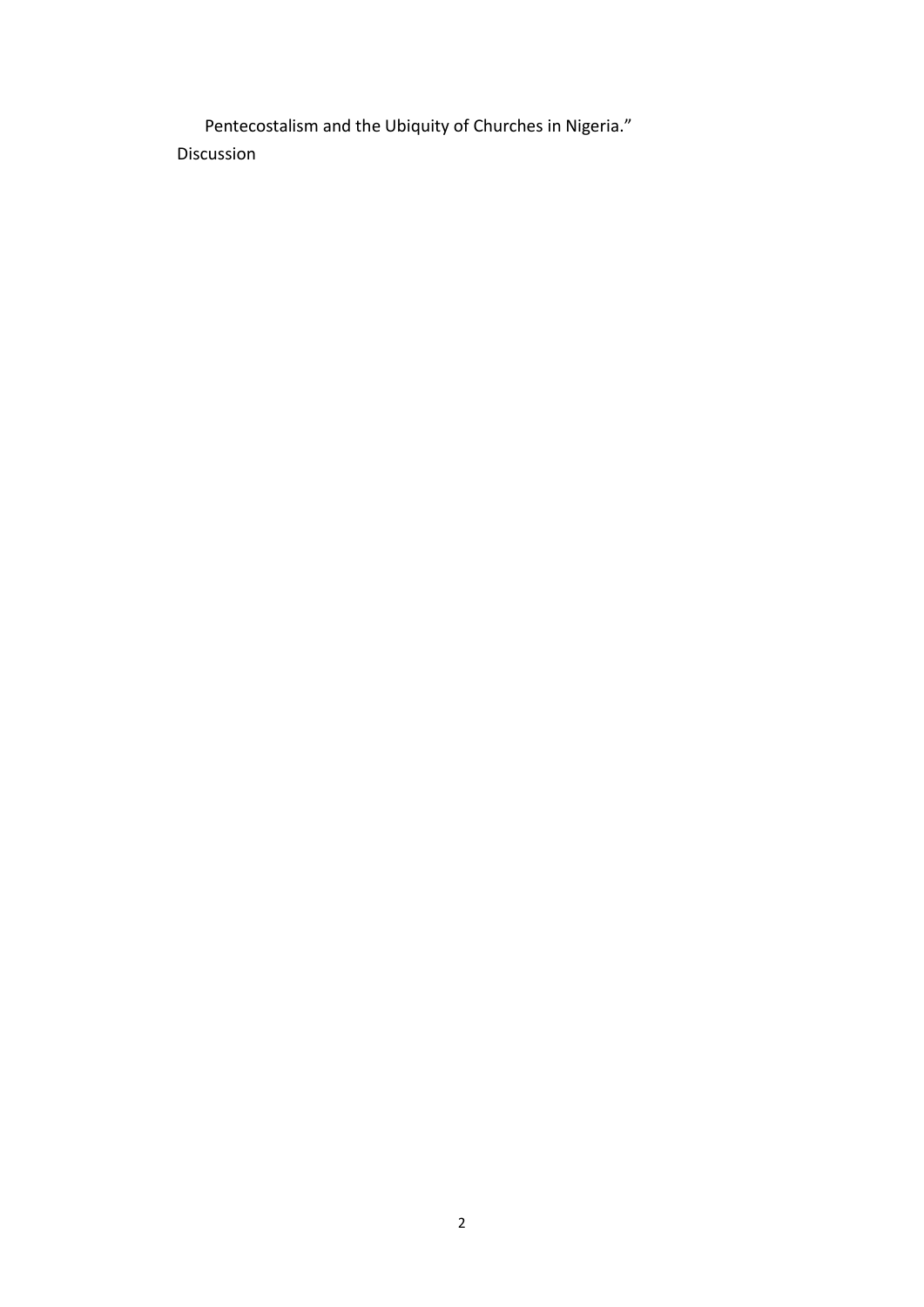Pentecostalism and the Ubiquity of Churches in Nigeria."

Discussion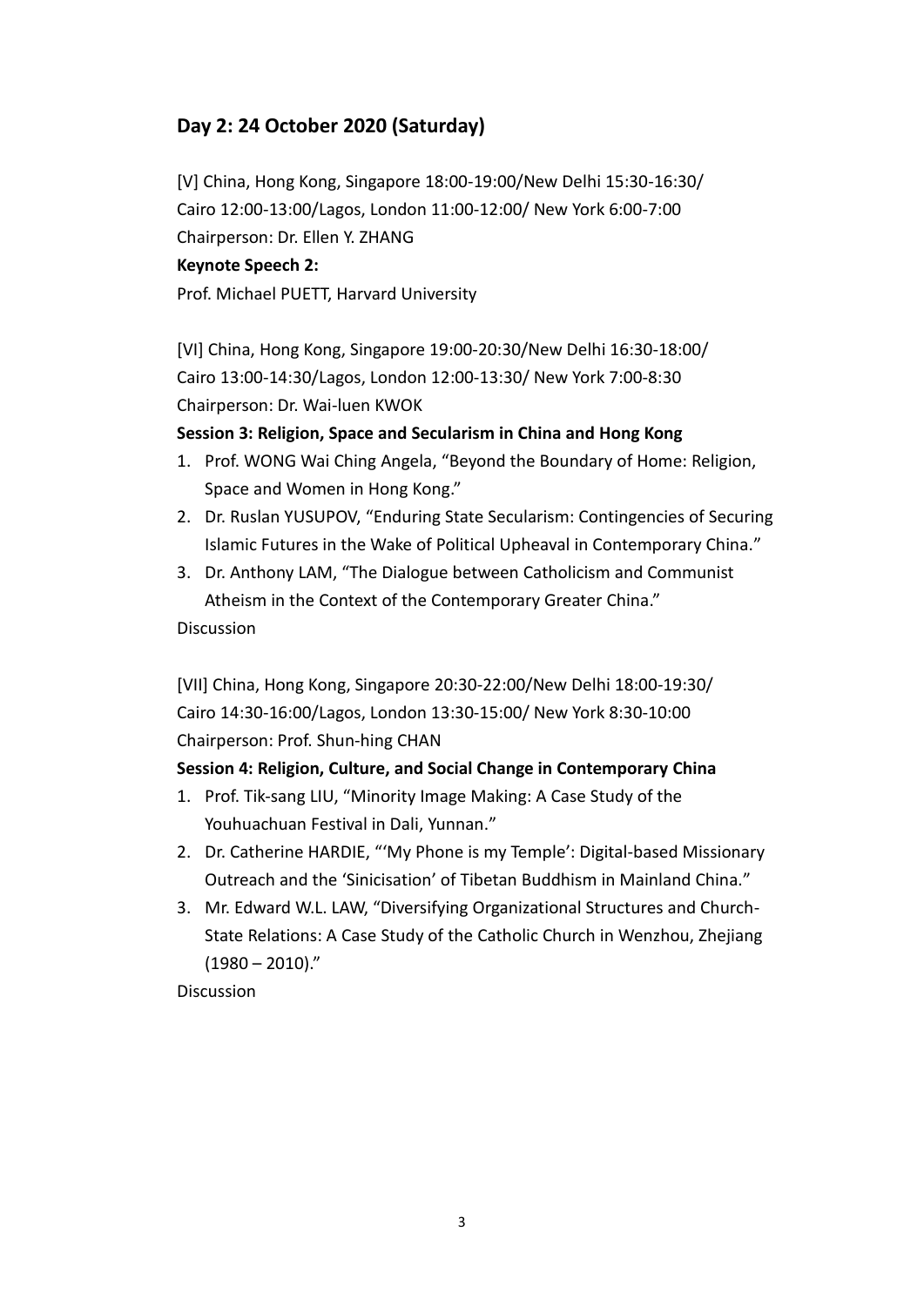## Day 2: 24 October 2020 (Saturday)

[V] China, Hong Kong, Singapore 18:00-19:00/New Delhi 15:30-16:30/ Cairo 12:00-13:00/Lagos, London 11:00-12:00/ New York 6:00-7:00
Chairperson: Dr. Ellen Y. ZHANG

**Keynote Speech 2:**

Prof. Michael PUETT, Harvard University

[VI] China, Hong Kong, Singapore 19:00-20:30/New Delhi 16:30-18:00/ Cairo 13:00-14:30/Lagos, London 12:00-13:30/ New York 7:00-8:30
Chairperson: Dr. Wai-luen KWOK

**Session 3: Religion, Space and Secularism in China and Hong Kong**

1. Prof. WONG Wai Ching Angela, "Beyond the Boundary of Home: Religion, Space and Women in Hong Kong."
2. Dr. Ruslan YUSUPOV, "Enduring State Secularism: Contingencies of Securing Islamic Futures in the Wake of Political Upheaval in Contemporary China."
3. Dr. Anthony LAM, "The Dialogue between Catholicism and Communist Atheism in the Context of the Contemporary Greater China."

Discussion

[VII] China, Hong Kong, Singapore 20:30-22:00/New Delhi 18:00-19:30/ Cairo 14:30-16:00/Lagos, London 13:30-15:00/ New York 8:30-10:00
Chairperson: Prof. Shun-hing CHAN

**Session 4: Religion, Culture, and Social Change in Contemporary China**

1. Prof. Tik-sang LIU, "Minority Image Making: A Case Study of the Youhuachuan Festival in Dali, Yunnan."
2. Dr. Catherine HARDIE, "'My Phone is my Temple': Digital-based Missionary Outreach and the 'Sinicisation' of Tibetan Buddhism in Mainland China."
3. Mr. Edward W.L. LAW, "Diversifying Organizational Structures and Church-State Relations: A Case Study of the Catholic Church in Wenzhou, Zhejiang (1980 – 2010)."

Discussion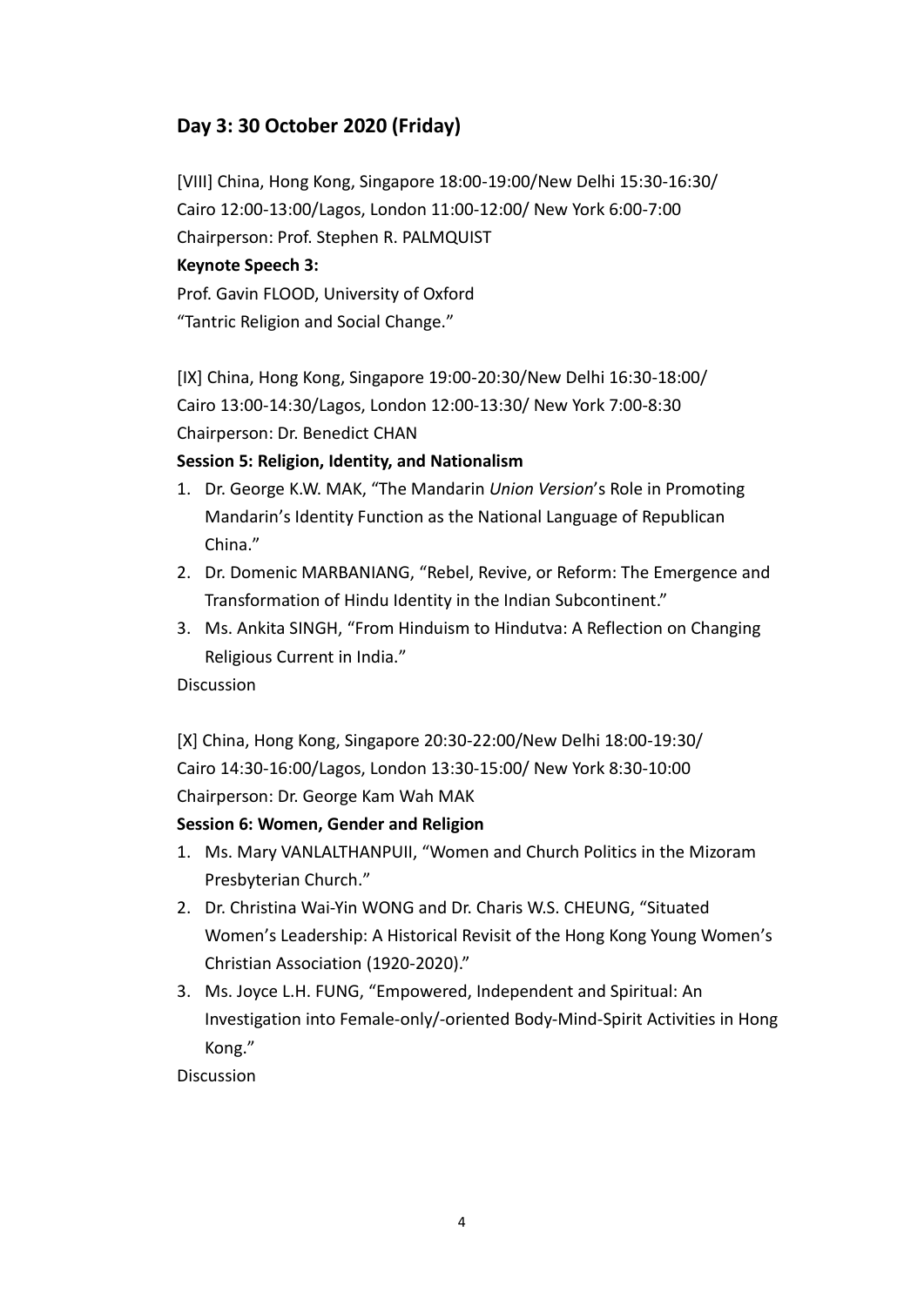## Day 3: 30 October 2020 (Friday)

[VIII] China, Hong Kong, Singapore 18:00-19:00/New Delhi 15:30-16:30/ Cairo 12:00-13:00/Lagos, London 11:00-12:00/ New York 6:00-7:00
Chairperson: Prof. Stephen R. PALMQUIST

**Keynote Speech 3:**

Prof. Gavin FLOOD, University of Oxford
"Tantric Religion and Social Change."

[IX] China, Hong Kong, Singapore 19:00-20:30/New Delhi 16:30-18:00/ Cairo 13:00-14:30/Lagos, London 12:00-13:30/ New York 7:00-8:30
Chairperson: Dr. Benedict CHAN

**Session 5: Religion, Identity, and Nationalism**

1. Dr. George K.W. MAK, "The Mandarin *Union Version*'s Role in Promoting Mandarin's Identity Function as the National Language of Republican China."
2. Dr. Domenic MARBANIANG, "Rebel, Revive, or Reform: The Emergence and Transformation of Hindu Identity in the Indian Subcontinent."
3. Ms. Ankita SINGH, "From Hinduism to Hindutva: A Reflection on Changing Religious Current in India."

Discussion

[X] China, Hong Kong, Singapore 20:30-22:00/New Delhi 18:00-19:30/ Cairo 14:30-16:00/Lagos, London 13:30-15:00/ New York 8:30-10:00
Chairperson: Dr. George Kam Wah MAK

**Session 6: Women, Gender and Religion**

1. Ms. Mary VANLALTHANPUII, "Women and Church Politics in the Mizoram Presbyterian Church."
2. Dr. Christina Wai-Yin WONG and Dr. Charis W.S. CHEUNG, "Situated Women's Leadership: A Historical Revisit of the Hong Kong Young Women's Christian Association (1920-2020)."
3. Ms. Joyce L.H. FUNG, "Empowered, Independent and Spiritual: An Investigation into Female-only/-oriented Body-Mind-Spirit Activities in Hong Kong."

Discussion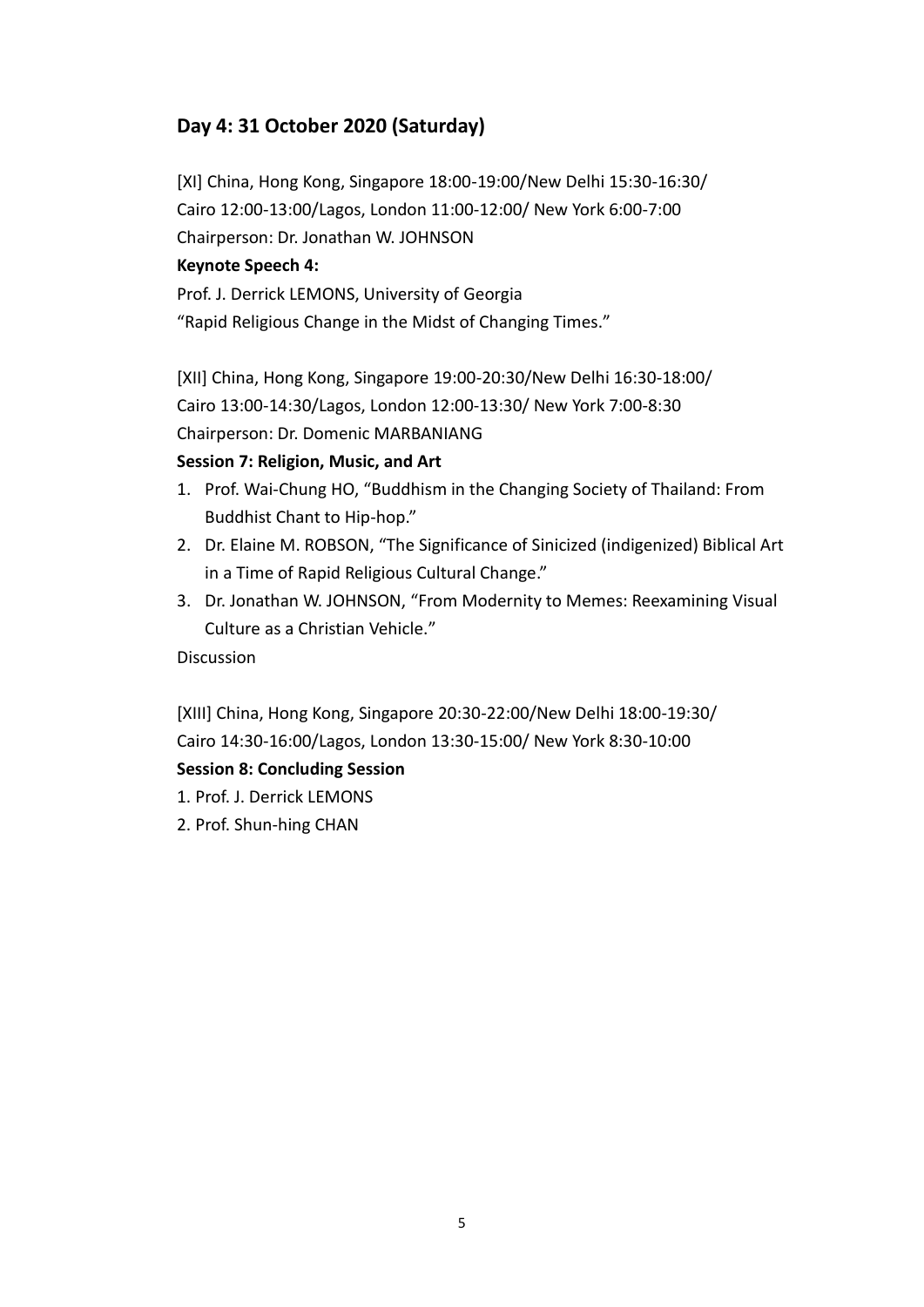## Day 4: 31 October 2020 (Saturday)

[XI] China, Hong Kong, Singapore 18:00-19:00/New Delhi 15:30-16:30/ Cairo 12:00-13:00/Lagos, London 11:00-12:00/ New York 6:00-7:00
Chairperson: Dr. Jonathan W. JOHNSON

**Keynote Speech 4:**

Prof. J. Derrick LEMONS, University of Georgia
"Rapid Religious Change in the Midst of Changing Times."

[XII] China, Hong Kong, Singapore 19:00-20:30/New Delhi 16:30-18:00/ Cairo 13:00-14:30/Lagos, London 12:00-13:30/ New York 7:00-8:30
Chairperson: Dr. Domenic MARBANIANG

**Session 7: Religion, Music, and Art**

1. Prof. Wai-Chung HO, "Buddhism in the Changing Society of Thailand: From Buddhist Chant to Hip-hop."
2. Dr. Elaine M. ROBSON, "The Significance of Sinicized (indigenized) Biblical Art in a Time of Rapid Religious Cultural Change."
3. Dr. Jonathan W. JOHNSON, "From Modernity to Memes: Reexamining Visual Culture as a Christian Vehicle."

Discussion

[XIII] China, Hong Kong, Singapore 20:30-22:00/New Delhi 18:00-19:30/ Cairo 14:30-16:00/Lagos, London 13:30-15:00/ New York 8:30-10:00

**Session 8: Concluding Session**

1. Prof. J. Derrick LEMONS
2. Prof. Shun-hing CHAN